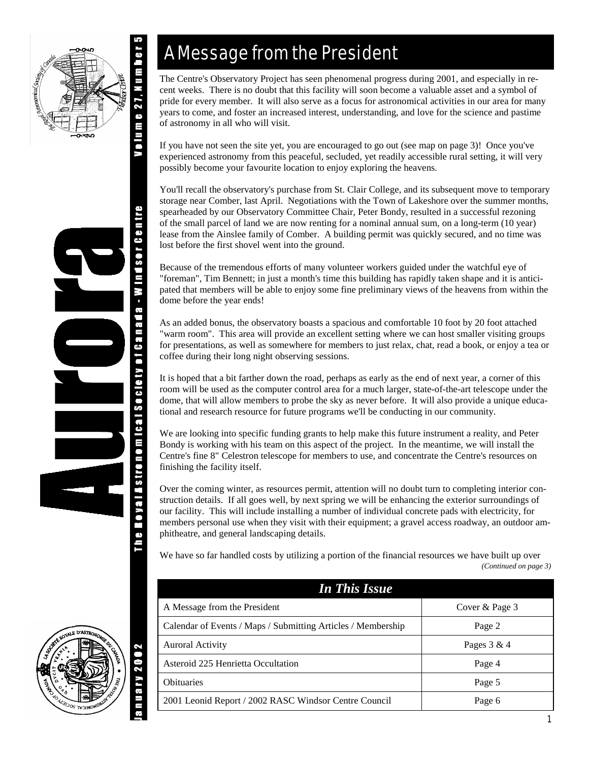# Aurora

The Royal Astronomical Society of Canada - Windsor Centre

Volume 27, Number 5

January 2002

## A Message from the President

The Centre's Observatory Project has seen phenomenal progress during 2001, and especially in recent weeks. There is no doubt that this facility will soon become a valuable asset and a symbol of pride for every member. It will also serve as a focus for astronomical activities in our area for many years to come, and foster an increased interest, understanding, and love for the science and pastime of astronomy in all who will visit.

If you have not seen the site yet, you are encouraged to go out (see map on page 3)! Once you've experienced astronomy from this peaceful, secluded, yet readily accessible rural setting, it will very possibly become your favourite location to enjoy exploring the heavens.

You'll recall the observatory's purchase from St. Clair College, and its subsequent move to temporary storage near Comber, last April. Negotiations with the Town of Lakeshore over the summer months, spearheaded by our Observatory Committee Chair, Peter Bondy, resulted in a successful rezoning of the small parcel of land we are now renting for a nominal annual sum, on a long-term (10 year) lease from the Ainslee family of Comber. A building permit was quickly secured, and no time was lost before the first shovel went into the ground.

Because of the tremendous efforts of many volunteer workers guided under the watchful eye of "foreman", Tim Bennett; in just a month's time this building has rapidly taken shape and it is anticipated that members will be able to enjoy some fine preliminary views of the heavens from within the dome before the year ends!

As an added bonus, the observatory boasts a spacious and comfortable 10 foot by 20 foot attached "warm room". This area will provide an excellent setting where we can host smaller visiting groups for presentations, as well as somewhere for members to just relax, chat, read a book, or enjoy a tea or coffee during their long night observing sessions.

It is hoped that a bit farther down the road, perhaps as early as the end of next year, a corner of this room will be used as the computer control area for a much larger, state-of-the-art telescope under the dome, that will allow members to probe the sky as never before. It will also provide a unique educational and research resource for future programs we'll be conducting in our community.

We are looking into specific funding grants to help make this future instrument a reality, and Peter Bondy is working with his team on this aspect of the project. In the meantime, we will install the Centre's fine 8" Celestron telescope for members to use, and concentrate the Centre's resources on finishing the facility itself.

Over the coming winter, as resources permit, attention will no doubt turn to completing interior construction details. If all goes well, by next spring we will be enhancing the exterior surroundings of our facility. This will include installing a number of individual concrete pads with electricity, for members personal use when they visit with their equipment; a gravel access roadway, an outdoor amphitheatre, and general landscaping details.

We have so far handled costs by utilizing a portion of the financial resources we have built up over

*(Continued on page 3)*

| *In This Issue* | |
|---|---|
| A Message from the President | Cover & Page 3 |
| Calendar of Events / Maps / Submitting Articles / Membership | Page 2 |
| Auroral Activity | Pages 3 & 4 |
| Asteroid 225 Henrietta Occultation | Page 4 |
| Obituaries | Page 5 |
| 2001 Leonid Report / 2002 RASC Windsor Centre Council | Page 6 |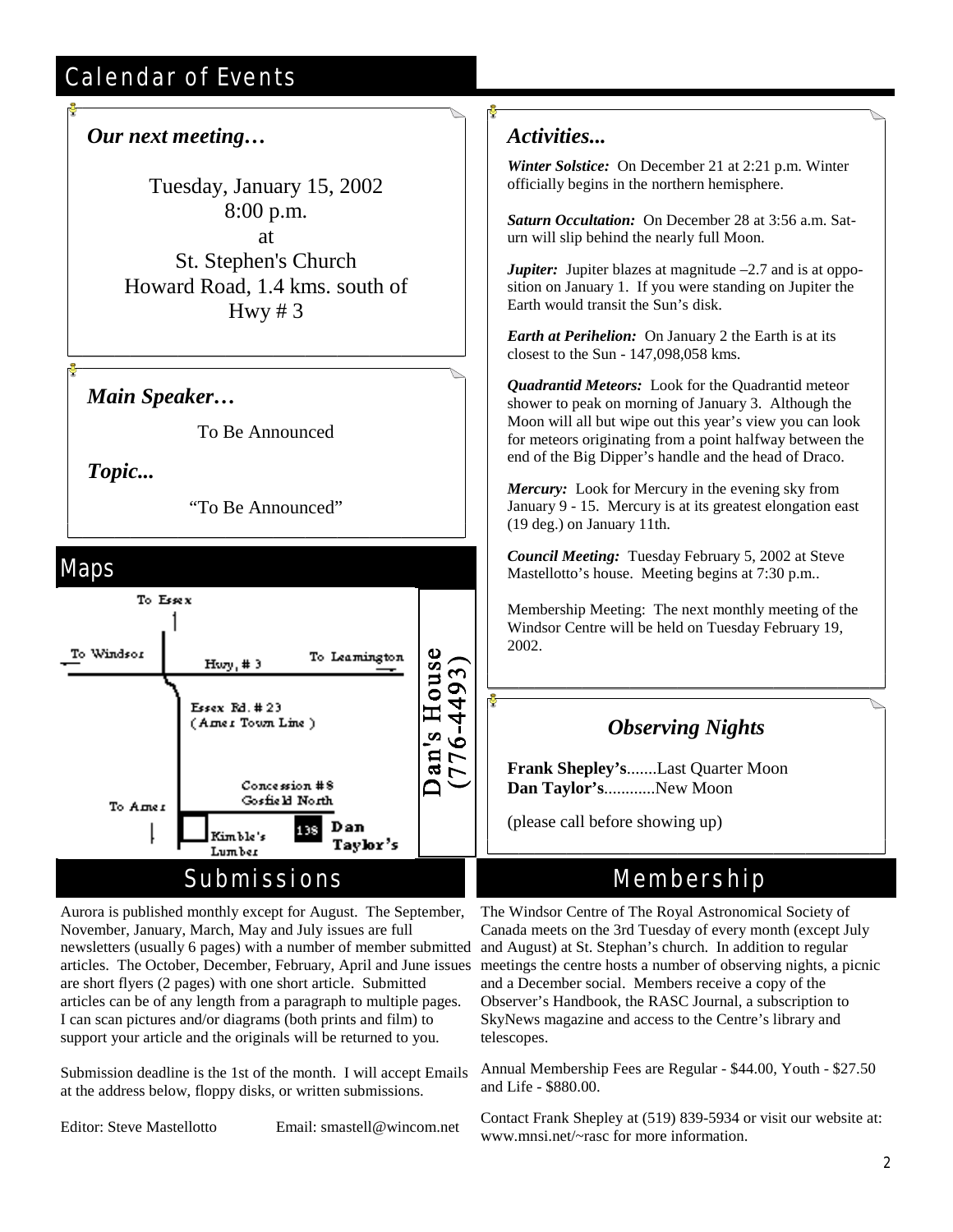## Calendar of Events

### *Our next meeting…*

Tuesday, January 15, 2002
8:00 p.m.
at
St. Stephen's Church
Howard Road, 1.4 kms. south of
Hwy # 3

### *Main Speaker…*

To Be Announced

### *Topic...*

"To Be Announced"

## Maps

To Essex
To Windsor
Hwy, # 3
To Leamington
Essex Rd. # 23
(Amer Town Line)
Concession # 8
Gosfield North
To Amer
Kimble's Lumber
138 Dan Taylor's

Dan's House
(776-4493)

### *Activities...*

***Winter Solstice:*** On December 21 at 2:21 p.m. Winter officially begins in the northern hemisphere.

***Saturn Occultation:*** On December 28 at 3:56 a.m. Saturn will slip behind the nearly full Moon.

***Jupiter:*** Jupiter blazes at magnitude –2.7 and is at opposition on January 1. If you were standing on Jupiter the Earth would transit the Sun's disk.

***Earth at Perihelion:*** On January 2 the Earth is at its closest to the Sun - 147,098,058 kms.

***Quadrantid Meteors:*** Look for the Quadrantid meteor shower to peak on morning of January 3. Although the Moon will all but wipe out this year's view you can look for meteors originating from a point halfway between the end of the Big Dipper's handle and the head of Draco.

***Mercury:*** Look for Mercury in the evening sky from January 9 - 15. Mercury is at its greatest elongation east (19 deg.) on January 11th.

***Council Meeting:*** Tuesday February 5, 2002 at Steve Mastellotto's house. Meeting begins at 7:30 p.m..

Membership Meeting: The next monthly meeting of the Windsor Centre will be held on Tuesday February 19, 2002.

### *Observing Nights*

**Frank Shepley's**.......Last Quarter Moon
**Dan Taylor's**............New Moon

(please call before showing up)

## Submissions

Aurora is published monthly except for August. The September, November, January, March, May and July issues are full newsletters (usually 6 pages) with a number of member submitted articles. The October, December, February, April and June issues are short flyers (2 pages) with one short article. Submitted articles can be of any length from a paragraph to multiple pages. I can scan pictures and/or diagrams (both prints and film) to support your article and the originals will be returned to you.

Submission deadline is the 1st of the month. I will accept Emails at the address below, floppy disks, or written submissions.

Editor: Steve Mastellotto Email: smastell@wincom.net

## Membership

The Windsor Centre of The Royal Astronomical Society of Canada meets on the 3rd Tuesday of every month (except July and August) at St. Stephan's church. In addition to regular meetings the centre hosts a number of observing nights, a picnic and a December social. Members receive a copy of the Observer's Handbook, the RASC Journal, a subscription to SkyNews magazine and access to the Centre's library and telescopes.

Annual Membership Fees are Regular - $44.00, Youth - $27.50 and Life - $880.00.

Contact Frank Shepley at (519) 839-5934 or visit our website at: www.mnsi.net/~rasc for more information.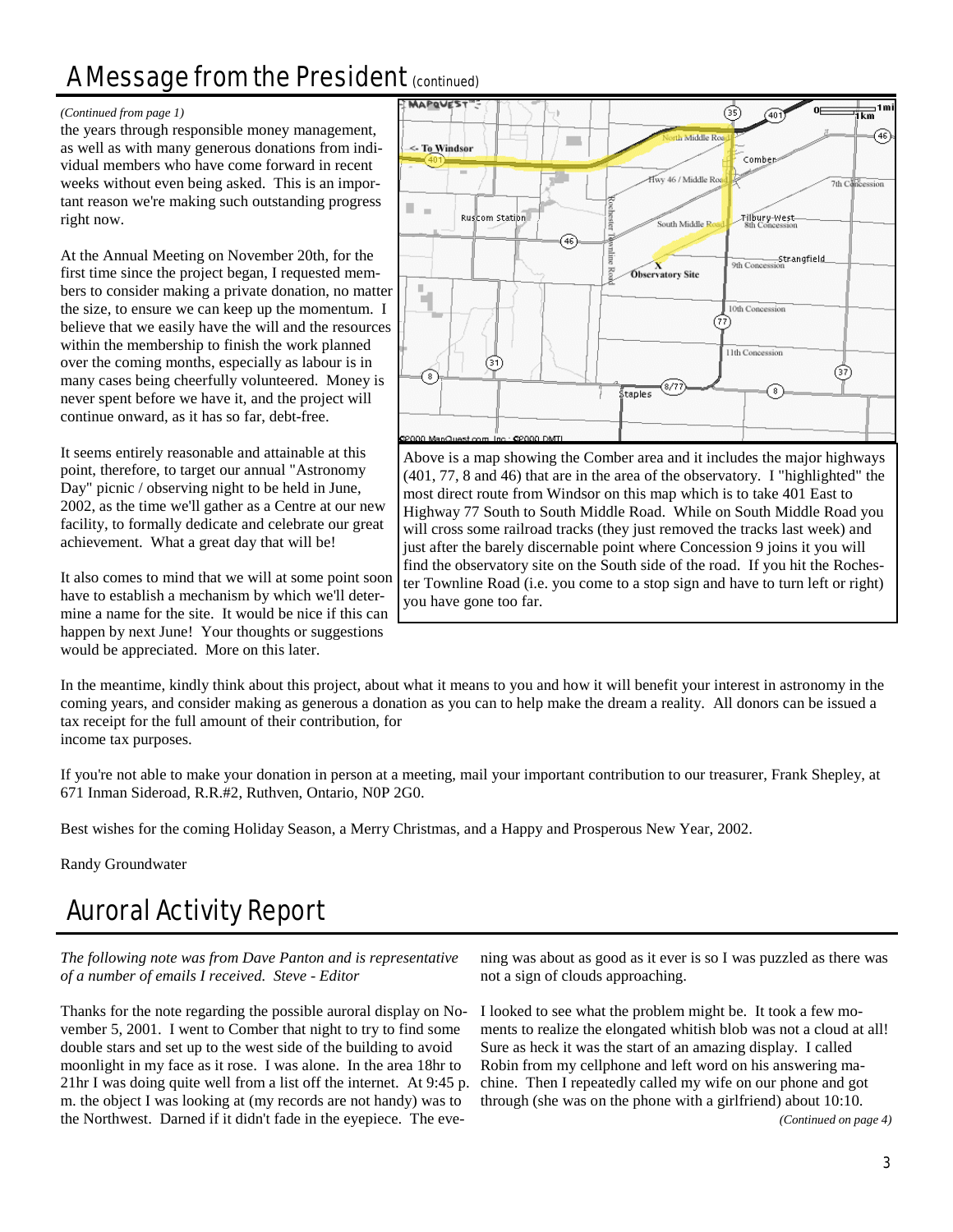# A Message from the President (continued)

*(Continued from page 1)*

the years through responsible money management, as well as with many generous donations from individual members who have come forward in recent weeks without even being asked. This is an important reason we're making such outstanding progress right now.

At the Annual Meeting on November 20th, for the first time since the project began, I requested members to consider making a private donation, no matter the size, to ensure we can keep up the momentum. I believe that we easily have the will and the resources within the membership to finish the work planned over the coming months, especially as labour is in many cases being cheerfully volunteered. Money is never spent before we have it, and the project will continue onward, as it has so far, debt-free.

It seems entirely reasonable and attainable at this point, therefore, to target our annual "Astronomy Day" picnic / observing night to be held in June, 2002, as the time we'll gather as a Centre at our new facility, to formally dedicate and celebrate our great achievement. What a great day that will be!

It also comes to mind that we will at some point soon have to establish a mechanism by which we'll determine a name for the site. It would be nice if this can happen by next June! Your thoughts or suggestions would be appreciated. More on this later.

Above is a map showing the Comber area and it includes the major highways (401, 77, 8 and 46) that are in the area of the observatory. I "highlighted" the most direct route from Windsor on this map which is to take 401 East to Highway 77 South to South Middle Road. While on South Middle Road you will cross some railroad tracks (they just removed the tracks last week) and just after the barely discernable point where Concession 9 joins it you will find the observatory site on the South side of the road. If you hit the Rochester Townline Road (i.e. you come to a stop sign and have to turn left or right) you have gone too far.

In the meantime, kindly think about this project, about what it means to you and how it will benefit your interest in astronomy in the coming years, and consider making as generous a donation as you can to help make the dream a reality. All donors can be issued a tax receipt for the full amount of their contribution, for income tax purposes.

If you're not able to make your donation in person at a meeting, mail your important contribution to our treasurer, Frank Shepley, at 671 Inman Sideroad, R.R.#2, Ruthven, Ontario, N0P 2G0.

Best wishes for the coming Holiday Season, a Merry Christmas, and a Happy and Prosperous New Year, 2002.

Randy Groundwater

# Auroral Activity Report

*The following note was from Dave Panton and is representative of a number of emails I received. Steve - Editor*

Thanks for the note regarding the possible auroral display on November 5, 2001. I went to Comber that night to try to find some double stars and set up to the west side of the building to avoid moonlight in my face as it rose. I was alone. In the area 18hr to 21hr I was doing quite well from a list off the internet. At 9:45 p.m. the object I was looking at (my records are not handy) was to the Northwest. Darned if it didn't fade in the eyepiece. The evening was about as good as it ever is so I was puzzled as there was not a sign of clouds approaching.

I looked to see what the problem might be. It took a few moments to realize the elongated whitish blob was not a cloud at all! Sure as heck it was the start of an amazing display. I called Robin from my cellphone and left word on his answering machine. Then I repeatedly called my wife on our phone and got through (she was on the phone with a girlfriend) about 10:10.

*(Continued on page 4)*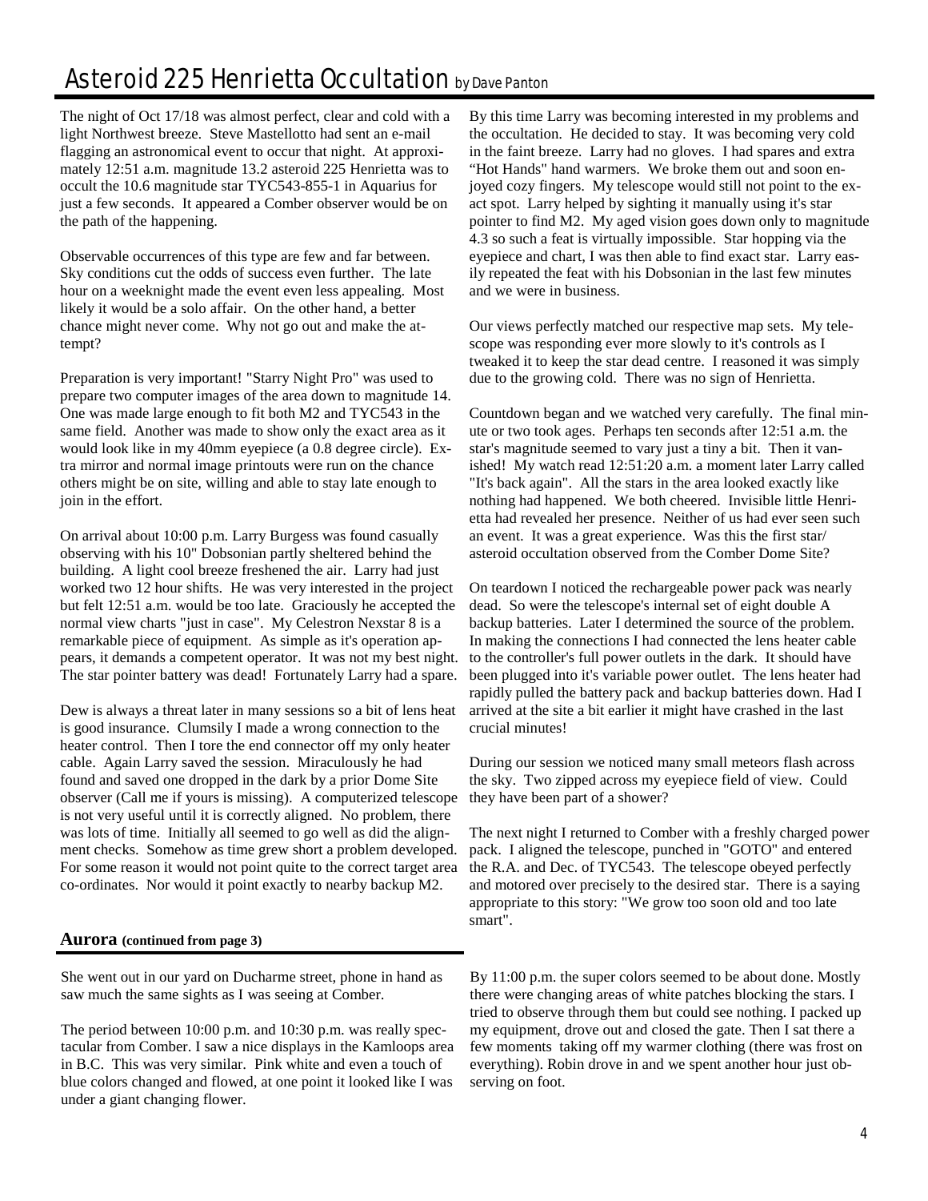# Asteroid 225 Henrietta Occultation by Dave Panton

The night of Oct 17/18 was almost perfect, clear and cold with a light Northwest breeze. Steve Mastellotto had sent an e-mail flagging an astronomical event to occur that night. At approximately 12:51 a.m. magnitude 13.2 asteroid 225 Henrietta was to occult the 10.6 magnitude star TYC543-855-1 in Aquarius for just a few seconds. It appeared a Comber observer would be on the path of the happening.

Observable occurrences of this type are few and far between. Sky conditions cut the odds of success even further. The late hour on a weeknight made the event even less appealing. Most likely it would be a solo affair. On the other hand, a better chance might never come. Why not go out and make the attempt?

Preparation is very important! "Starry Night Pro" was used to prepare two computer images of the area down to magnitude 14. One was made large enough to fit both M2 and TYC543 in the same field. Another was made to show only the exact area as it would look like in my 40mm eyepiece (a 0.8 degree circle). Extra mirror and normal image printouts were run on the chance others might be on site, willing and able to stay late enough to join in the effort.

On arrival about 10:00 p.m. Larry Burgess was found casually observing with his 10" Dobsonian partly sheltered behind the building. A light cool breeze freshened the air. Larry had just worked two 12 hour shifts. He was very interested in the project but felt 12:51 a.m. would be too late. Graciously he accepted the normal view charts "just in case". My Celestron Nexstar 8 is a remarkable piece of equipment. As simple as it's operation appears, it demands a competent operator. It was not my best night. The star pointer battery was dead! Fortunately Larry had a spare.

Dew is always a threat later in many sessions so a bit of lens heat is good insurance. Clumsily I made a wrong connection to the heater control. Then I tore the end connector off my only heater cable. Again Larry saved the session. Miraculously he had found and saved one dropped in the dark by a prior Dome Site observer (Call me if yours is missing). A computerized telescope is not very useful until it is correctly aligned. No problem, there was lots of time. Initially all seemed to go well as did the alignment checks. Somehow as time grew short a problem developed. For some reason it would not point quite to the correct target area co-ordinates. Nor would it point exactly to nearby backup M2.

By this time Larry was becoming interested in my problems and the occultation. He decided to stay. It was becoming very cold in the faint breeze. Larry had no gloves. I had spares and extra "Hot Hands" hand warmers. We broke them out and soon enjoyed cozy fingers. My telescope would still not point to the exact spot. Larry helped by sighting it manually using it's star pointer to find M2. My aged vision goes down only to magnitude 4.3 so such a feat is virtually impossible. Star hopping via the eyepiece and chart, I was then able to find exact star. Larry easily repeated the feat with his Dobsonian in the last few minutes and we were in business.

Our views perfectly matched our respective map sets. My telescope was responding ever more slowly to it's controls as I tweaked it to keep the star dead centre. I reasoned it was simply due to the growing cold. There was no sign of Henrietta.

Countdown began and we watched very carefully. The final minute or two took ages. Perhaps ten seconds after 12:51 a.m. the star's magnitude seemed to vary just a tiny a bit. Then it vanished! My watch read 12:51:20 a.m. a moment later Larry called "It's back again". All the stars in the area looked exactly like nothing had happened. We both cheered. Invisible little Henrietta had revealed her presence. Neither of us had ever seen such an event. It was a great experience. Was this the first star/asteroid occultation observed from the Comber Dome Site?

On teardown I noticed the rechargeable power pack was nearly dead. So were the telescope's internal set of eight double A backup batteries. Later I determined the source of the problem. In making the connections I had connected the lens heater cable to the controller's full power outlets in the dark. It should have been plugged into it's variable power outlet. The lens heater had rapidly pulled the battery pack and backup batteries down. Had I arrived at the site a bit earlier it might have crashed in the last crucial minutes!

During our session we noticed many small meteors flash across the sky. Two zipped across my eyepiece field of view. Could they have been part of a shower?

The next night I returned to Comber with a freshly charged power pack. I aligned the telescope, punched in "GOTO" and entered the R.A. and Dec. of TYC543. The telescope obeyed perfectly and motored over precisely to the desired star. There is a saying appropriate to this story: "We grow too soon old and too late smart".

## Aurora (continued from page 3)

She went out in our yard on Ducharme street, phone in hand as saw much the same sights as I was seeing at Comber.

The period between 10:00 p.m. and 10:30 p.m. was really spectacular from Comber. I saw a nice displays in the Kamloops area in B.C. This was very similar. Pink white and even a touch of blue colors changed and flowed, at one point it looked like I was under a giant changing flower.

By 11:00 p.m. the super colors seemed to be about done. Mostly there were changing areas of white patches blocking the stars. I tried to observe through them but could see nothing. I packed up my equipment, drove out and closed the gate. Then I sat there a few moments taking off my warmer clothing (there was frost on everything). Robin drove in and we spent another hour just observing on foot.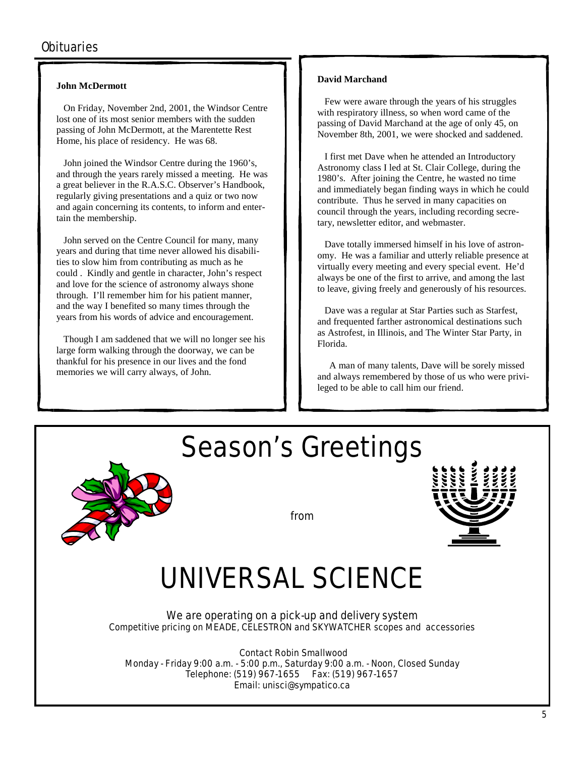# Obituaries

### John McDermott

On Friday, November 2nd, 2001, the Windsor Centre lost one of its most senior members with the sudden passing of John McDermott, at the Marentette Rest Home, his place of residency. He was 68.

John joined the Windsor Centre during the 1960's, and through the years rarely missed a meeting. He was a great believer in the R.A.S.C. Observer's Handbook, regularly giving presentations and a quiz or two now and again concerning its contents, to inform and entertain the membership.

John served on the Centre Council for many, many years and during that time never allowed his disabilities to slow him from contributing as much as he could . Kindly and gentle in character, John's respect and love for the science of astronomy always shone through. I'll remember him for his patient manner, and the way I benefited so many times through the years from his words of advice and encouragement.

Though I am saddened that we will no longer see his large form walking through the doorway, we can be thankful for his presence in our lives and the fond memories we will carry always, of John.

### David Marchand

Few were aware through the years of his struggles with respiratory illness, so when word came of the passing of David Marchand at the age of only 45, on November 8th, 2001, we were shocked and saddened.

I first met Dave when he attended an Introductory Astronomy class I led at St. Clair College, during the 1980's. After joining the Centre, he wasted no time and immediately began finding ways in which he could contribute. Thus he served in many capacities on council through the years, including recording secretary, newsletter editor, and webmaster.

Dave totally immersed himself in his love of astronomy. He was a familiar and utterly reliable presence at virtually every meeting and every special event. He'd always be one of the first to arrive, and among the last to leave, giving freely and generously of his resources.

Dave was a regular at Star Parties such as Starfest, and frequented farther astronomical destinations such as Astrofest, in Illinois, and The Winter Star Party, in Florida.

A man of many talents, Dave will be sorely missed and always remembered by those of us who were privileged to be able to call him our friend.

---

# Season's Greetings

from

# UNIVERSAL SCIENCE

We are operating on a pick-up and delivery system

Competitive pricing on MEADE, CELESTRON and SKYWATCHER scopes and accessories

Contact Robin Smallwood
Monday - Friday 9:00 a.m. - 5:00 p.m., Saturday 9:00 a.m. - Noon, Closed Sunday
Telephone: (519) 967-1655 Fax: (519) 967-1657
Email: unisci@sympatico.ca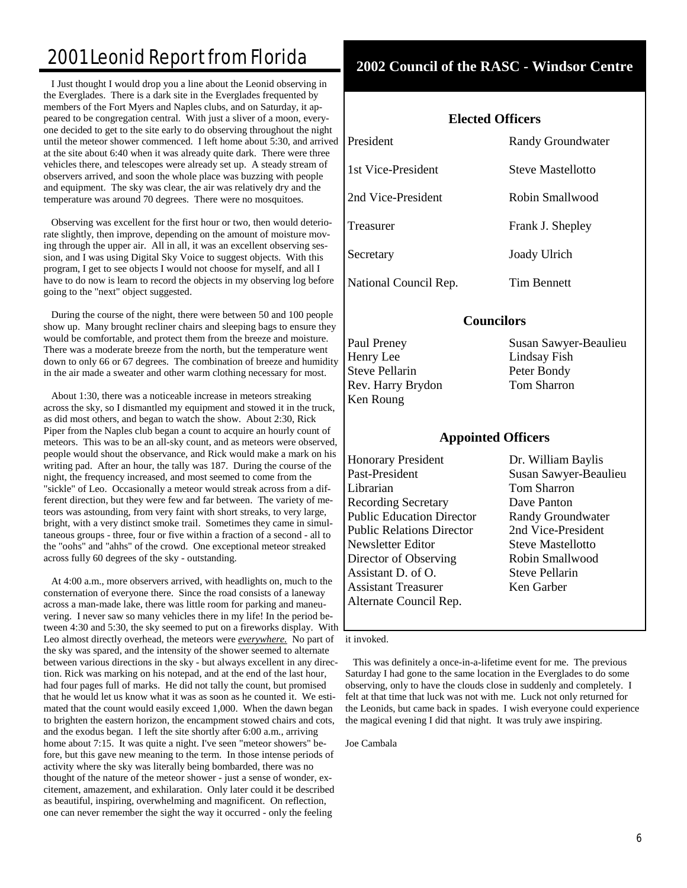# 2001 Leonid Report from Florida

I Just thought I would drop you a line about the Leonid observing in the Everglades. There is a dark site in the Everglades frequented by members of the Fort Myers and Naples clubs, and on Saturday, it appeared to be congregation central. With just a sliver of a moon, everyone decided to get to the site early to do observing throughout the night until the meteor shower commenced. I left home about 5:30, and arrived at the site about 6:40 when it was already quite dark. There were three vehicles there, and telescopes were already set up. A steady stream of observers arrived, and soon the whole place was buzzing with people and equipment. The sky was clear, the air was relatively dry and the temperature was around 70 degrees. There were no mosquitoes.

Observing was excellent for the first hour or two, then would deteriorate slightly, then improve, depending on the amount of moisture moving through the upper air. All in all, it was an excellent observing session, and I was using Digital Sky Voice to suggest objects. With this program, I get to see objects I would not choose for myself, and all I have to do now is learn to record the objects in my observing log before going to the "next" object suggested.

During the course of the night, there were between 50 and 100 people show up. Many brought recliner chairs and sleeping bags to ensure they would be comfortable, and protect them from the breeze and moisture. There was a moderate breeze from the north, but the temperature went down to only 66 or 67 degrees. The combination of breeze and humidity in the air made a sweater and other warm clothing necessary for most.

About 1:30, there was a noticeable increase in meteors streaking across the sky, so I dismantled my equipment and stowed it in the truck, as did most others, and began to watch the show. About 2:30, Rick Piper from the Naples club began a count to acquire an hourly count of meteors. This was to be an all-sky count, and as meteors were observed, people would shout the observance, and Rick would make a mark on his writing pad. After an hour, the tally was 187. During the course of the night, the frequency increased, and most seemed to come from the "sickle" of Leo. Occasionally a meteor would streak across from a different direction, but they were few and far between. The variety of meteors was astounding, from very faint with short streaks, to very large, bright, with a very distinct smoke trail. Sometimes they came in simultaneous groups - three, four or five within a fraction of a second - all to the "oohs" and "ahhs" of the crowd. One exceptional meteor streaked across fully 60 degrees of the sky - outstanding.

At 4:00 a.m., more observers arrived, with headlights on, much to the consternation of everyone there. Since the road consists of a laneway across a man-made lake, there was little room for parking and maneuvering. I never saw so many vehicles there in my life! In the period between 4:30 and 5:30, the sky seemed to put on a fireworks display. With Leo almost directly overhead, the meteors were ***everywhere.*** No part of the sky was spared, and the intensity of the shower seemed to alternate between various directions in the sky - but always excellent in any direction. Rick was marking on his notepad, and at the end of the last hour, had four pages full of marks. He did not tally the count, but promised that he would let us know what it was as soon as he counted it. We estimated that the count would easily exceed 1,000. When the dawn began to brighten the eastern horizon, the encampment stowed chairs and cots, and the exodus began. I left the site shortly after 6:00 a.m., arriving home about 7:15. It was quite a night. I've seen "meteor showers" before, but this gave new meaning to the term. In those intense periods of activity where the sky was literally being bombarded, there was no thought of the nature of the meteor shower - just a sense of wonder, excitement, amazement, and exhilaration. Only later could it be described as beautiful, inspiring, overwhelming and magnificent. On reflection, one can never remember the sight the way it occurred - only the feeling it invoked.

This was definitely a once-in-a-lifetime event for me. The previous Saturday I had gone to the same location in the Everglades to do some observing, only to have the clouds close in suddenly and completely. I felt at that time that luck was not with me. Luck not only returned for the Leonids, but came back in spades. I wish everyone could experience the magical evening I did that night. It was truly awe inspiring.

Joe Cambala

## 2002 Council of the RASC - Windsor Centre

### Elected Officers

| | |
|---|---|
| President | Randy Groundwater |
| 1st Vice-President | Steve Mastellotto |
| 2nd Vice-President | Robin Smallwood |
| Treasurer | Frank J. Shepley |
| Secretary | Joady Ulrich |
| National Council Rep. | Tim Bennett |

### Councilors

| | |
|---|---|
| Paul Preney | Susan Sawyer-Beaulieu |
| Henry Lee | Lindsay Fish |
| Steve Pellarin | Peter Bondy |
| Rev. Harry Brydon | Tom Sharron |
| Ken Roung | |

### Appointed Officers

| | |
|---|---|
| Honorary President | Dr. William Baylis |
| Past-President | Susan Sawyer-Beaulieu |
| Librarian | Tom Sharron |
| Recording Secretary | Dave Panton |
| Public Education Director | Randy Groundwater |
| Public Relations Director | 2nd Vice-President |
| Newsletter Editor | Steve Mastellotto |
| Director of Observing | Robin Smallwood |
| Assistant D. of O. | Steve Pellarin |
| Assistant Treasurer | Ken Garber |
| Alternate Council Rep. | |